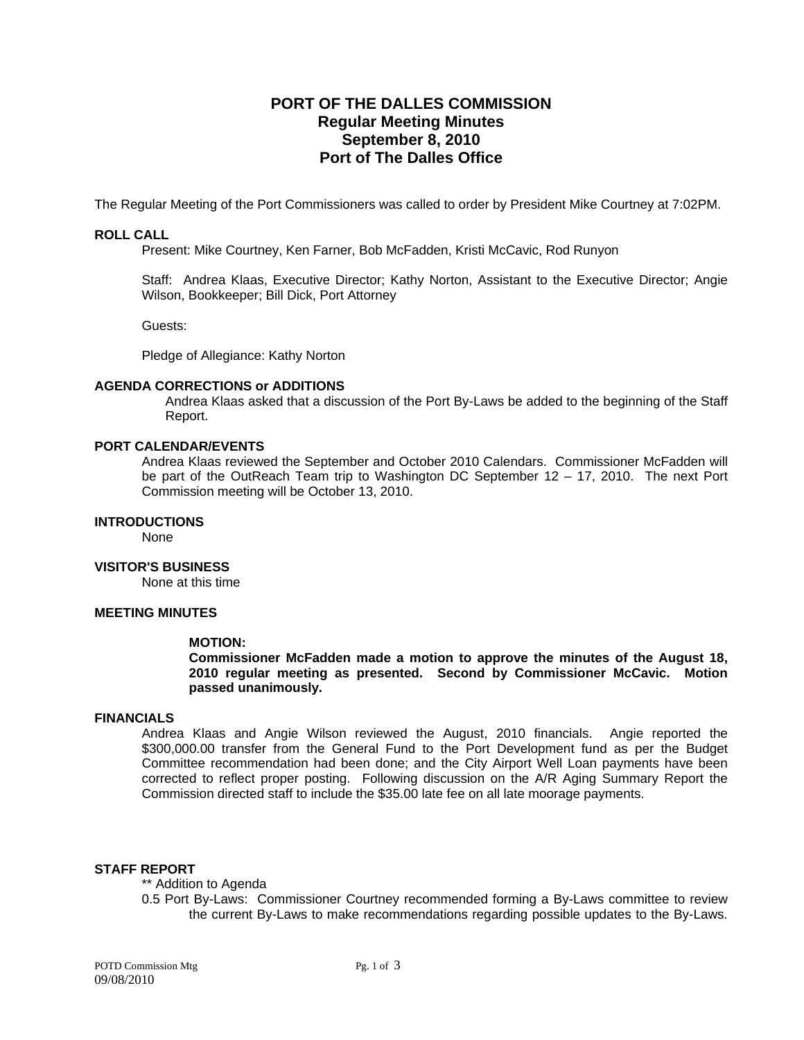# PORT OF THE DALLES COMMISSION
## Regular Meeting Minutes
## September 8, 2010
## Port of The Dalles Office

The Regular Meeting of the Port Commissioners was called to order by President Mike Courtney at 7:02PM.

### ROLL CALL

Present: Mike Courtney, Ken Farner, Bob McFadden, Kristi McCavic, Rod Runyon

Staff: Andrea Klaas, Executive Director; Kathy Norton, Assistant to the Executive Director; Angie Wilson, Bookkeeper; Bill Dick, Port Attorney

Guests:

Pledge of Allegiance: Kathy Norton

### AGENDA CORRECTIONS or ADDITIONS

Andrea Klaas asked that a discussion of the Port By-Laws be added to the beginning of the Staff Report.

### PORT CALENDAR/EVENTS

Andrea Klaas reviewed the September and October 2010 Calendars. Commissioner McFadden will be part of the OutReach Team trip to Washington DC September 12 – 17, 2010. The next Port Commission meeting will be October 13, 2010.

### INTRODUCTIONS

None

### VISITOR'S BUSINESS

None at this time

### MEETING MINUTES

**MOTION:**
**Commissioner McFadden made a motion to approve the minutes of the August 18, 2010 regular meeting as presented. Second by Commissioner McCavic. Motion passed unanimously.**

### FINANCIALS

Andrea Klaas and Angie Wilson reviewed the August, 2010 financials. Angie reported the $300,000.00 transfer from the General Fund to the Port Development fund as per the Budget Committee recommendation had been done; and the City Airport Well Loan payments have been corrected to reflect proper posting. Following discussion on the A/R Aging Summary Report the Commission directed staff to include the $35.00 late fee on all late moorage payments.

### STAFF REPORT

** Addition to Agenda

0.5 Port By-Laws: Commissioner Courtney recommended forming a By-Laws committee to review the current By-Laws to make recommendations regarding possible updates to the By-Laws.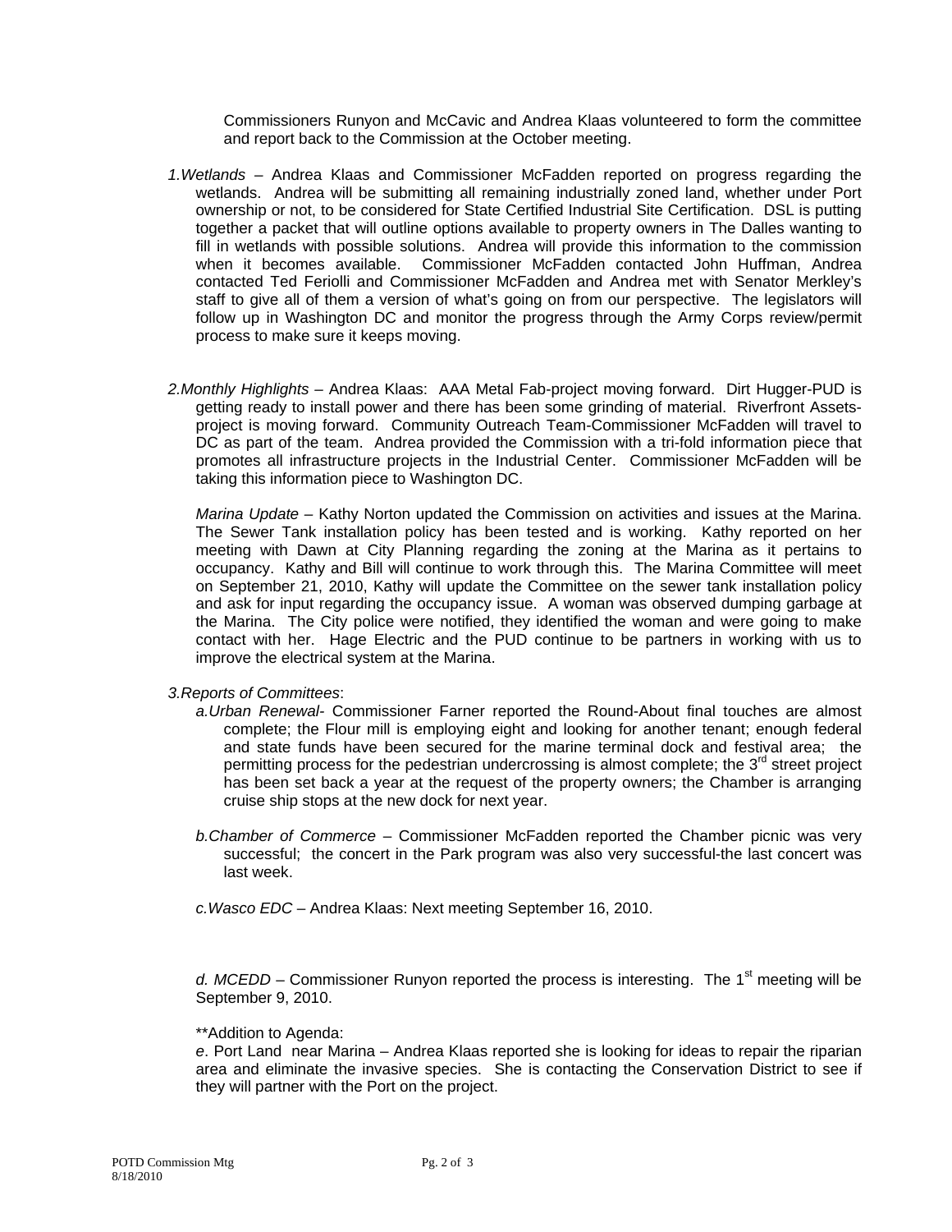Commissioners Runyon and McCavic and Andrea Klaas volunteered to form the committee and report back to the Commission at the October meeting.

1. *Wetlands* – Andrea Klaas and Commissioner McFadden reported on progress regarding the wetlands. Andrea will be submitting all remaining industrially zoned land, whether under Port ownership or not, to be considered for State Certified Industrial Site Certification. DSL is putting together a packet that will outline options available to property owners in The Dalles wanting to fill in wetlands with possible solutions. Andrea will provide this information to the commission when it becomes available. Commissioner McFadden contacted John Huffman, Andrea contacted Ted Feriolli and Commissioner McFadden and Andrea met with Senator Merkley's staff to give all of them a version of what's going on from our perspective. The legislators will follow up in Washington DC and monitor the progress through the Army Corps review/permit process to make sure it keeps moving.

2. *Monthly Highlights* – Andrea Klaas: AAA Metal Fab-project moving forward. Dirt Hugger-PUD is getting ready to install power and there has been some grinding of material. Riverfront Assets-project is moving forward. Community Outreach Team-Commissioner McFadden will travel to DC as part of the team. Andrea provided the Commission with a tri-fold information piece that promotes all infrastructure projects in the Industrial Center. Commissioner McFadden will be taking this information piece to Washington DC.

   *Marina Update* – Kathy Norton updated the Commission on activities and issues at the Marina. The Sewer Tank installation policy has been tested and is working. Kathy reported on her meeting with Dawn at City Planning regarding the zoning at the Marina as it pertains to occupancy. Kathy and Bill will continue to work through this. The Marina Committee will meet on September 21, 2010, Kathy will update the Committee on the sewer tank installation policy and ask for input regarding the occupancy issue. A woman was observed dumping garbage at the Marina. The City police were notified, they identified the woman and were going to make contact with her. Hage Electric and the PUD continue to be partners in working with us to improve the electrical system at the Marina.

3. *Reports of Committees*:
   - *a. Urban Renewal*- Commissioner Farner reported the Round-About final touches are almost complete; the Flour mill is employing eight and looking for another tenant; enough federal and state funds have been secured for the marine terminal dock and festival area; the permitting process for the pedestrian undercrossing is almost complete; the 3rd street project has been set back a year at the request of the property owners; the Chamber is arranging cruise ship stops at the new dock for next year.

   - *b. Chamber of Commerce* – Commissioner McFadden reported the Chamber picnic was very successful; the concert in the Park program was also very successful-the last concert was last week.

   - *c. Wasco EDC* – Andrea Klaas: Next meeting September 16, 2010.

   - *d. MCEDD* – Commissioner Runyon reported the process is interesting. The 1st meeting will be September 9, 2010.

   **Addition to Agenda:

   - *e*. Port Land near Marina – Andrea Klaas reported she is looking for ideas to repair the riparian area and eliminate the invasive species. She is contacting the Conservation District to see if they will partner with the Port on the project.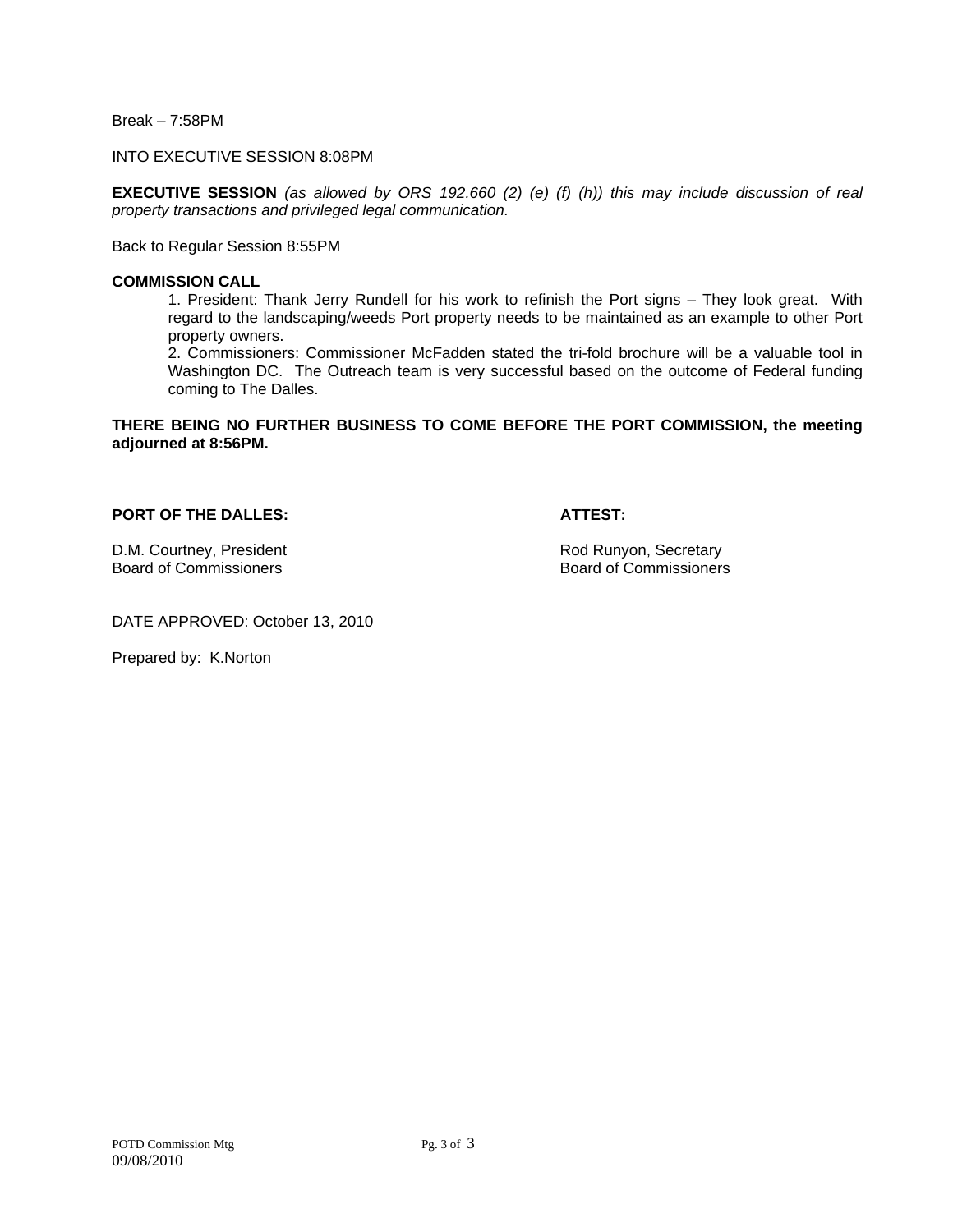Break – 7:58PM

INTO EXECUTIVE SESSION 8:08PM

**EXECUTIVE SESSION** *(as allowed by ORS 192.660 (2) (e) (f) (h)) this may include discussion of real property transactions and privileged legal communication.*

Back to Regular Session 8:55PM

**COMMISSION CALL**

1. President: Thank Jerry Rundell for his work to refinish the Port signs – They look great. With regard to the landscaping/weeds Port property needs to be maintained as an example to other Port property owners.
2. Commissioners: Commissioner McFadden stated the tri-fold brochure will be a valuable tool in Washington DC. The Outreach team is very successful based on the outcome of Federal funding coming to The Dalles.

**THERE BEING NO FURTHER BUSINESS TO COME BEFORE THE PORT COMMISSION, the meeting adjourned at 8:56PM.**

**PORT OF THE DALLES:**

D.M. Courtney, President
Board of Commissioners

**ATTEST:**

Rod Runyon, Secretary
Board of Commissioners

DATE APPROVED: October 13, 2010

Prepared by: K.Norton